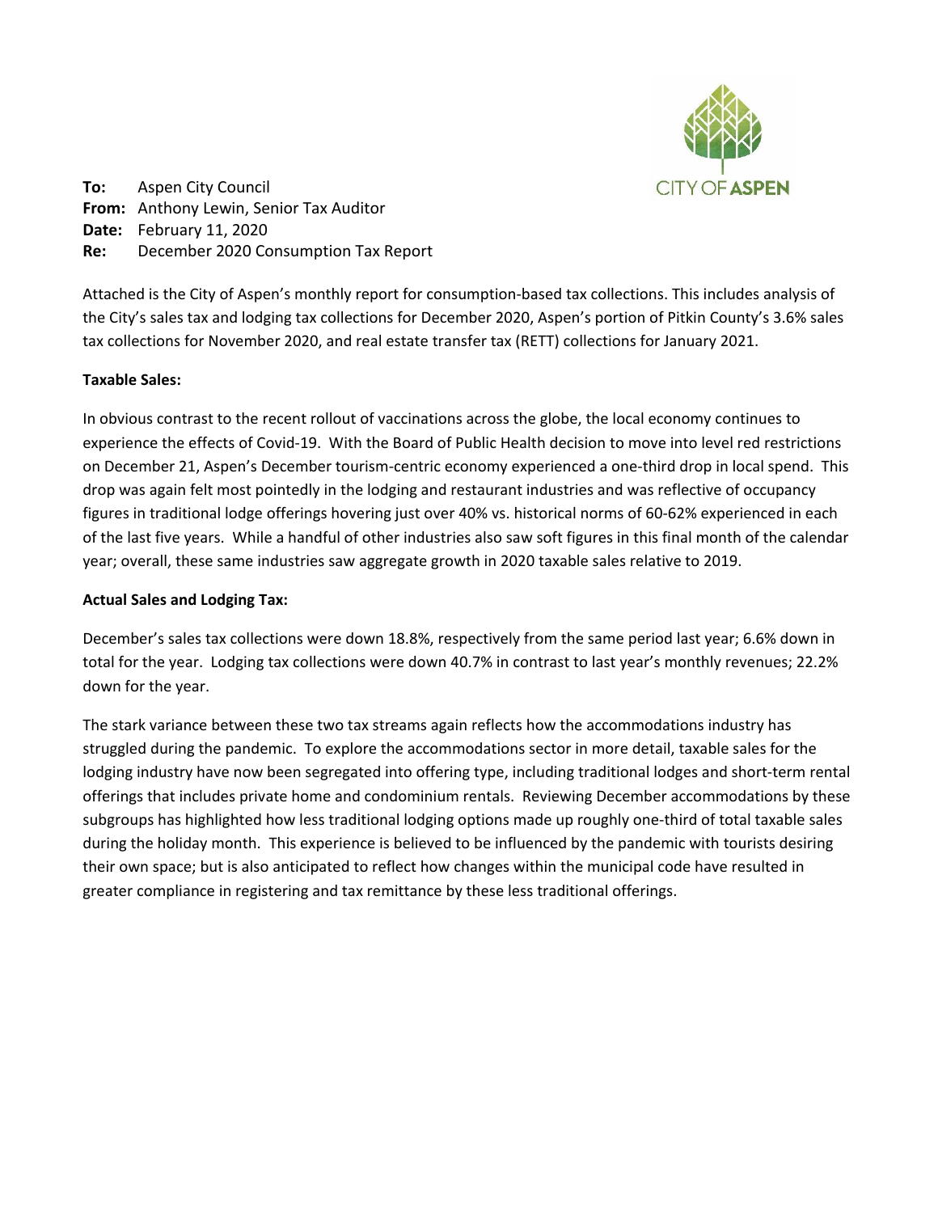**To:** Aspen City Council
**From:** Anthony Lewin, Senior Tax Auditor
**Date:** February 11, 2020
**Re:** December 2020 Consumption Tax Report

Attached is the City of Aspen's monthly report for consumption-based tax collections. This includes analysis of the City's sales tax and lodging tax collections for December 2020, Aspen's portion of Pitkin County's 3.6% sales tax collections for November 2020, and real estate transfer tax (RETT) collections for January 2021.

**Taxable Sales:**

In obvious contrast to the recent rollout of vaccinations across the globe, the local economy continues to experience the effects of Covid-19. With the Board of Public Health decision to move into level red restrictions on December 21, Aspen's December tourism-centric economy experienced a one-third drop in local spend. This drop was again felt most pointedly in the lodging and restaurant industries and was reflective of occupancy figures in traditional lodge offerings hovering just over 40% vs. historical norms of 60-62% experienced in each of the last five years. While a handful of other industries also saw soft figures in this final month of the calendar year; overall, these same industries saw aggregate growth in 2020 taxable sales relative to 2019.

**Actual Sales and Lodging Tax:**

December's sales tax collections were down 18.8%, respectively from the same period last year; 6.6% down in total for the year. Lodging tax collections were down 40.7% in contrast to last year's monthly revenues; 22.2% down for the year.

The stark variance between these two tax streams again reflects how the accommodations industry has struggled during the pandemic. To explore the accommodations sector in more detail, taxable sales for the lodging industry have now been segregated into offering type, including traditional lodges and short-term rental offerings that includes private home and condominium rentals. Reviewing December accommodations by these subgroups has highlighted how less traditional lodging options made up roughly one-third of total taxable sales during the holiday month. This experience is believed to be influenced by the pandemic with tourists desiring their own space; but is also anticipated to reflect how changes within the municipal code have resulted in greater compliance in registering and tax remittance by these less traditional offerings.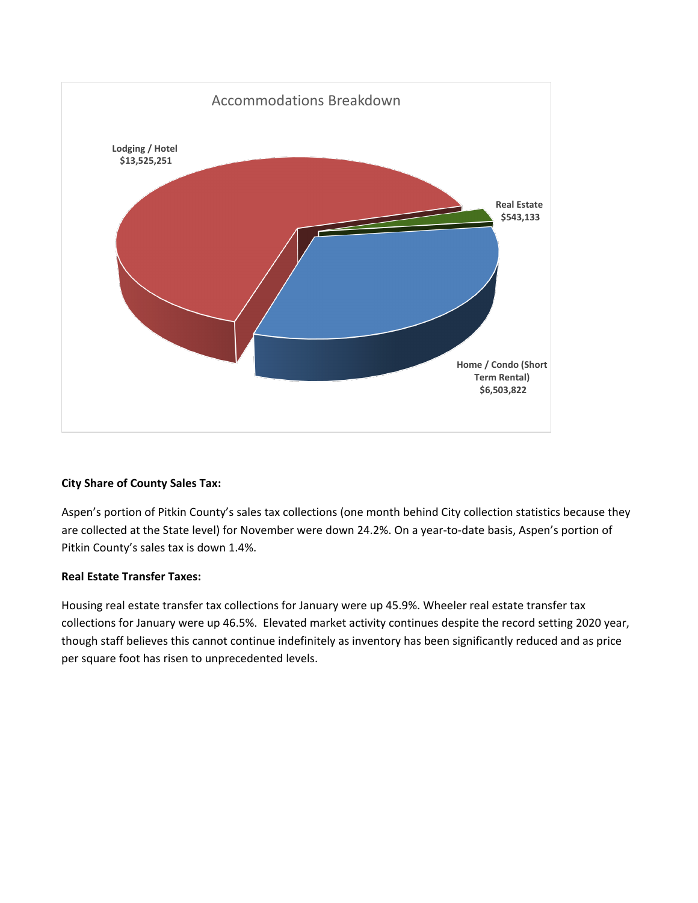Accommodations Breakdown

Lodging / Hotel $13,525,251

Real Estate $543,133

Home / Condo (Short Term Rental) $6,503,822

**City Share of County Sales Tax:**

Aspen's portion of Pitkin County's sales tax collections (one month behind City collection statistics because they are collected at the State level) for November were down 24.2%. On a year-to-date basis, Aspen's portion of Pitkin County's sales tax is down 1.4%.

**Real Estate Transfer Taxes:**

Housing real estate transfer tax collections for January were up 45.9%. Wheeler real estate transfer tax collections for January were up 46.5%. Elevated market activity continues despite the record setting 2020 year, though staff believes this cannot continue indefinitely as inventory has been significantly reduced and as price per square foot has risen to unprecedented levels.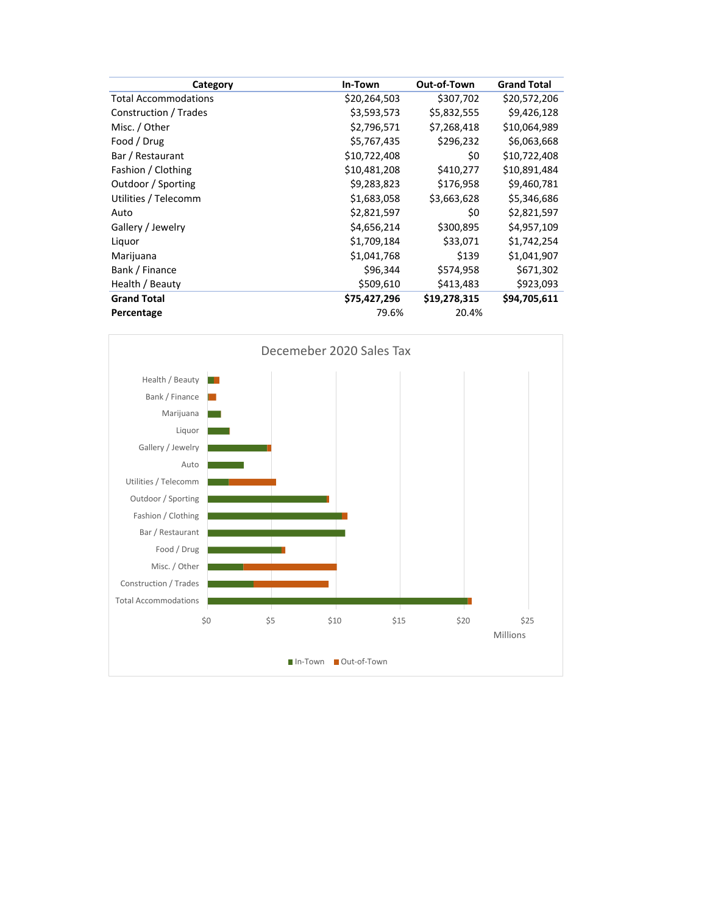| Category | In-Town | Out-of-Town | Grand Total |
|---|---|---|---|
| Total Accommodations | $20,264,503 | $307,702 | $20,572,206 |
| Construction / Trades | $3,593,573 | $5,832,555 | $9,426,128 |
| Misc. / Other | $2,796,571 | $7,268,418 | $10,064,989 |
| Food / Drug | $5,767,435 | $296,232 | $6,063,668 |
| Bar / Restaurant | $10,722,408 | $0 | $10,722,408 |
| Fashion / Clothing | $10,481,208 | $410,277 | $10,891,484 |
| Outdoor / Sporting | $9,283,823 | $176,958 | $9,460,781 |
| Utilities / Telecomm | $1,683,058 | $3,663,628 | $5,346,686 |
| Auto | $2,821,597 | $0 | $2,821,597 |
| Gallery / Jewelry | $4,656,214 | $300,895 | $4,957,109 |
| Liquor | $1,709,184 | $33,071 | $1,742,254 |
| Marijuana | $1,041,768 | $139 | $1,041,907 |
| Bank / Finance | $96,344 | $574,958 | $671,302 |
| Health / Beauty | $509,610 | $413,483 | $923,093 |
| **Grand Total** | **$75,427,296** | **$19,278,315** | **$94,705,611** |
| **Percentage** | 79.6% | 20.4% | |

Decemeber 2020 Sales Tax

| Category | In-Town | Out-of-Town |
|---|---|---|
| Health / Beauty | $509,610 | $413,483 |
| Bank / Finance | $96,344 | $574,958 |
| Marijuana | $1,041,768 | $139 |
| Liquor | $1,709,184 | $33,071 |
| Gallery / Jewelry | $4,656,214 | $300,895 |
| Auto | $2,821,597 | $0 |
| Utilities / Telecomm | $1,683,058 | $3,663,628 |
| Outdoor / Sporting | $9,283,823 | $176,958 |
| Fashion / Clothing | $10,481,208 | $410,277 |
| Bar / Restaurant | $10,722,408 | $0 |
| Food / Drug | $5,767,435 | $296,232 |
| Misc. / Other | $2,796,571 | $7,268,418 |
| Construction / Trades | $3,593,573 | $5,832,555 |
| Total Accommodations | $20,264,503 | $307,702 |

Millions

■ In-Town ■ Out-of-Town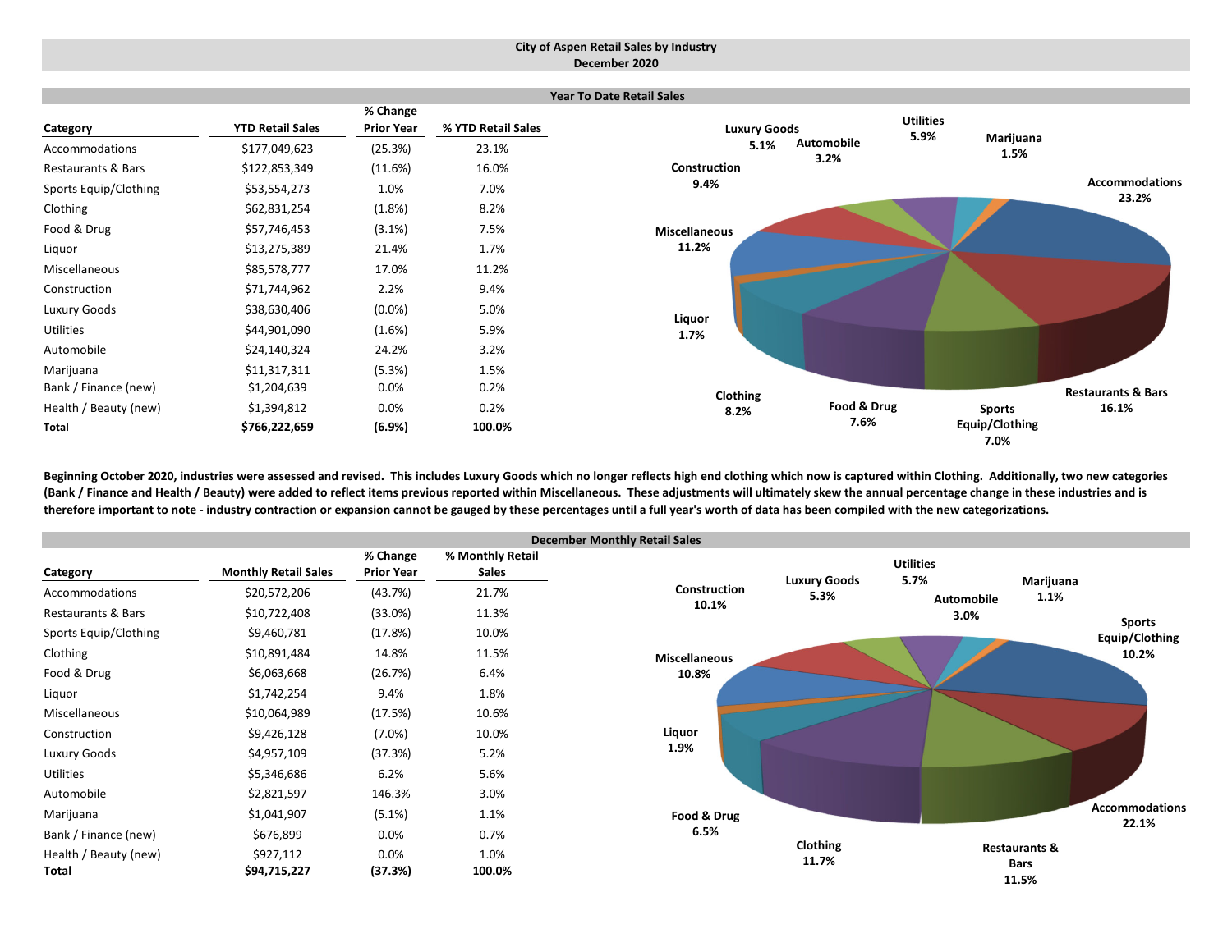# City of Aspen Retail Sales by Industry
## December 2020

### Year To Date Retail Sales

| Category | YTD Retail Sales | % Change Prior Year | % YTD Retail Sales |
|---|---|---|---|
| Accommodations | $177,049,623 | (25.3%) | 23.1% |
| Restaurants & Bars | $122,853,349 | (11.6%) | 16.0% |
| Sports Equip/Clothing | $53,554,273 | 1.0% | 7.0% |
| Clothing | $62,831,254 | (1.8%) | 8.2% |
| Food & Drug | $57,746,453 | (3.1%) | 7.5% |
| Liquor | $13,275,389 | 21.4% | 1.7% |
| Miscellaneous | $85,578,777 | 17.0% | 11.2% |
| Construction | $71,744,962 | 2.2% | 9.4% |
| Luxury Goods | $38,630,406 | (0.0%) | 5.0% |
| Utilities | $44,901,090 | (1.6%) | 5.9% |
| Automobile | $24,140,324 | 24.2% | 3.2% |
| Marijuana | $11,317,311 | (5.3%) | 1.5% |
| Bank / Finance (new) | $1,204,639 | 0.0% | 0.2% |
| Health / Beauty (new) | $1,394,812 | 0.0% | 0.2% |
| **Total** | **$766,222,659** | **(6.9%)** | **100.0%** |

Accommodations 23.2%, Restaurants & Bars 16.1%, Sports Equip/Clothing 7.0%, Food & Drug 7.6%, Clothing 8.2%, Liquor 1.7%, Miscellaneous 11.2%, Construction 9.4%, Luxury Goods 5.1%, Automobile 3.2%, Utilities 5.9%, Marijuana 1.5%

**Beginning October 2020, industries were assessed and revised. This includes Luxury Goods which no longer reflects high end clothing which now is captured within Clothing. Additionally, two new categories (Bank / Finance and Health / Beauty) were added to reflect items previous reported within Miscellaneous. These adjustments will ultimately skew the annual percentage change in these industries and is therefore important to note - industry contraction or expansion cannot be gauged by these percentages until a full year's worth of data has been compiled with the new categorizations.**

### December Monthly Retail Sales

| Category | Monthly Retail Sales | % Change Prior Year | % Monthly Retail Sales |
|---|---|---|---|
| Accommodations | $20,572,206 | (43.7%) | 21.7% |
| Restaurants & Bars | $10,722,408 | (33.0%) | 11.3% |
| Sports Equip/Clothing | $9,460,781 | (17.8%) | 10.0% |
| Clothing | $10,891,484 | 14.8% | 11.5% |
| Food & Drug | $6,063,668 | (26.7%) | 6.4% |
| Liquor | $1,742,254 | 9.4% | 1.8% |
| Miscellaneous | $10,064,989 | (17.5%) | 10.6% |
| Construction | $9,426,128 | (7.0%) | 10.0% |
| Luxury Goods | $4,957,109 | (37.3%) | 5.2% |
| Utilities | $5,346,686 | 6.2% | 5.6% |
| Automobile | $2,821,597 | 146.3% | 3.0% |
| Marijuana | $1,041,907 | (5.1%) | 1.1% |
| Bank / Finance (new) | $676,899 | 0.0% | 0.7% |
| Health / Beauty (new) | $927,112 | 0.0% | 1.0% |
| **Total** | **$94,715,227** | **(37.3%)** | **100.0%** |

Accommodations 22.1%, Restaurants & Bars 11.5%, Sports Equip/Clothing 10.2%, Clothing 11.7%, Food & Drug 6.5%, Liquor 1.9%, Miscellaneous 10.8%, Construction 10.1%, Luxury Goods 5.3%, Automobile 3.0%, Utilities 5.7%, Marijuana 1.1%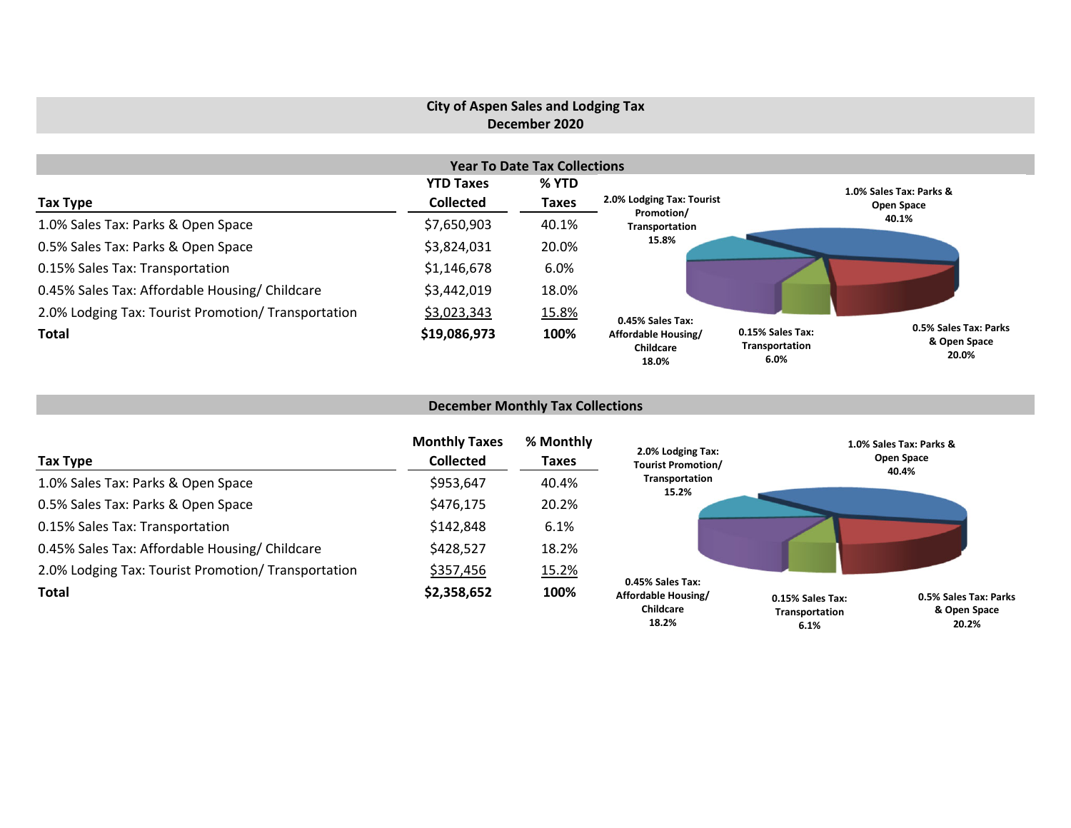# City of Aspen Sales and Lodging Tax
## December 2020

### Year To Date Tax Collections

| Tax Type | YTD Taxes Collected | % YTD Taxes |
|---|---|---|
| 1.0% Sales Tax: Parks & Open Space | $7,650,903 | 40.1% |
| 0.5% Sales Tax: Parks & Open Space | $3,824,031 | 20.0% |
| 0.15% Sales Tax: Transportation | $1,146,678 | 6.0% |
| 0.45% Sales Tax: Affordable Housing/ Childcare | $3,442,019 | 18.0% |
| 2.0% Lodging Tax: Tourist Promotion/ Transportation | $3,023,343 | 15.8% |
| **Total** | **$19,086,973** | **100%** |

2.0% Lodging Tax: Tourist Promotion/ Transportation 15.8%

1.0% Sales Tax: Parks & Open Space 40.1%

0.45% Sales Tax: Affordable Housing/ Childcare 18.0%

0.15% Sales Tax: Transportation 6.0%

0.5% Sales Tax: Parks & Open Space 20.0%

### December Monthly Tax Collections

| Tax Type | Monthly Taxes Collected | % Monthly Taxes |
|---|---|---|
| 1.0% Sales Tax: Parks & Open Space | $953,647 | 40.4% |
| 0.5% Sales Tax: Parks & Open Space | $476,175 | 20.2% |
| 0.15% Sales Tax: Transportation | $142,848 | 6.1% |
| 0.45% Sales Tax: Affordable Housing/ Childcare | $428,527 | 18.2% |
| 2.0% Lodging Tax: Tourist Promotion/ Transportation | $357,456 | 15.2% |
| **Total** | **$2,358,652** | **100%** |

2.0% Lodging Tax: Tourist Promotion/ Transportation 15.2%

1.0% Sales Tax: Parks & Open Space 40.4%

0.45% Sales Tax: Affordable Housing/ Childcare 18.2%

0.15% Sales Tax: Transportation 6.1%

0.5% Sales Tax: Parks & Open Space 20.2%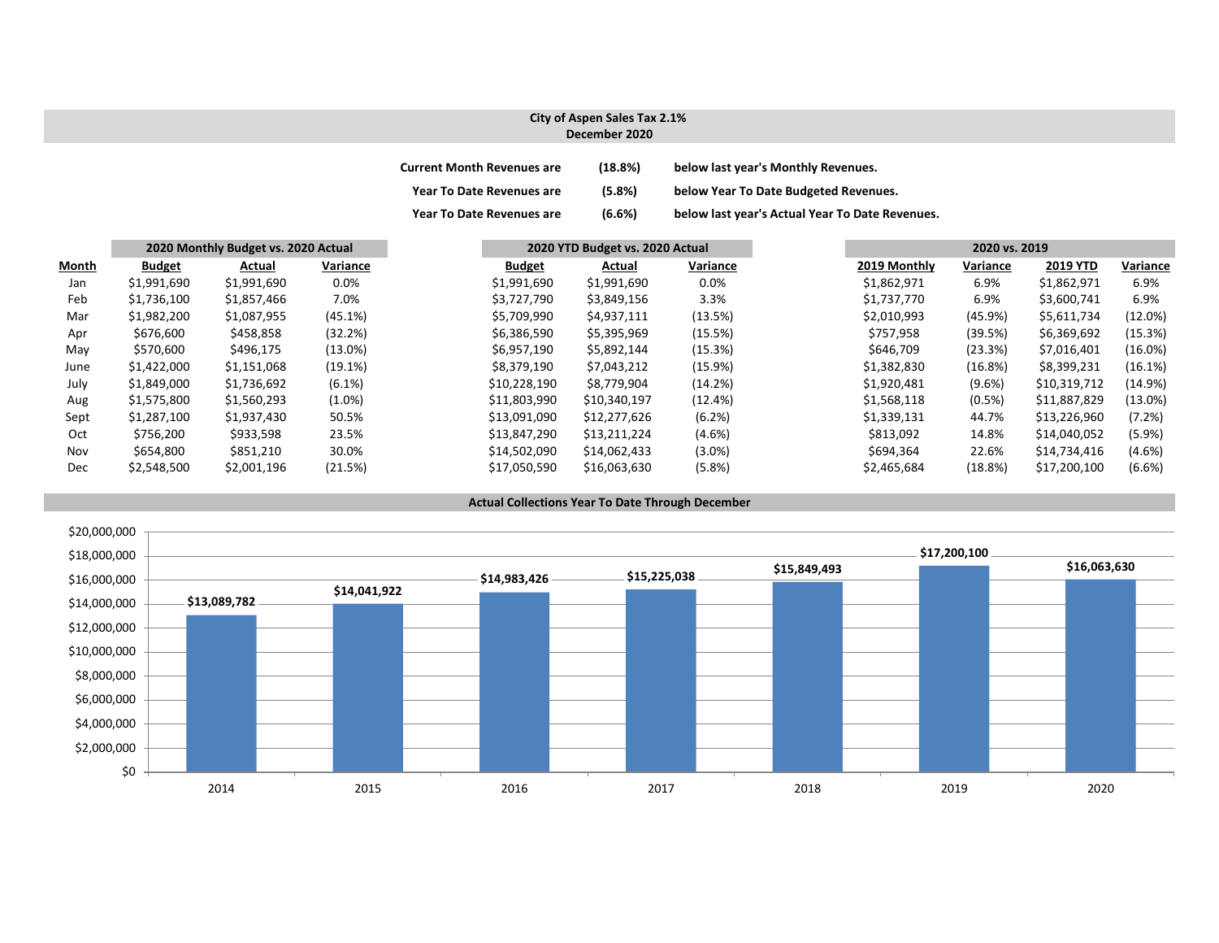## City of Aspen Sales Tax 2.1%
## December 2020

| | | |
|---|---|---|
| **Current Month Revenues are** | **(18.8%)** | **below last year's Monthly Revenues.** |
| **Year To Date Revenues are** | **(5.8%)** | **below Year To Date Budgeted Revenues.** |
| **Year To Date Revenues are** | **(6.6%)** | **below last year's Actual Year To Date Revenues.** |

| | 2020 Monthly Budget vs. 2020 Actual | | | 2020 YTD Budget vs. 2020 Actual | | | 2020 vs. 2019 | | | |
|---|---|---|---|---|---|---|---|---|---|---|
| **Month** | **Budget** | **Actual** | **Variance** | **Budget** | **Actual** | **Variance** | **2019 Monthly** | **Variance** | **2019 YTD** | **Variance** |
| Jan | $1,991,690 | $1,991,690 | 0.0% | $1,991,690 | $1,991,690 | 0.0% | $1,862,971 | 6.9% | $1,862,971 | 6.9% |
| Feb | $1,736,100 | $1,857,466 | 7.0% | $3,727,790 | $3,849,156 | 3.3% | $1,737,770 | 6.9% | $3,600,741 | 6.9% |
| Mar | $1,982,200 | $1,087,955 | (45.1%) | $5,709,990 | $4,937,111 | (13.5%) | $2,010,993 | (45.9%) | $5,611,734 | (12.0%) |
| Apr | $676,600 | $458,858 | (32.2%) | $6,386,590 | $5,395,969 | (15.5%) | $757,958 | (39.5%) | $6,369,692 | (15.3%) |
| May | $570,600 | $496,175 | (13.0%) | $6,957,190 | $5,892,144 | (15.3%) | $646,709 | (23.3%) | $7,016,401 | (16.0%) |
| June | $1,422,000 | $1,151,068 | (19.1%) | $8,379,190 | $7,043,212 | (15.9%) | $1,382,830 | (16.8%) | $8,399,231 | (16.1%) |
| July | $1,849,000 | $1,736,692 | (6.1%) | $10,228,190 | $8,779,904 | (14.2%) | $1,920,481 | (9.6%) | $10,319,712 | (14.9%) |
| Aug | $1,575,800 | $1,560,293 | (1.0%) | $11,803,990 | $10,340,197 | (12.4%) | $1,568,118 | (0.5%) | $11,887,829 | (13.0%) |
| Sept | $1,287,100 | $1,937,430 | 50.5% | $13,091,090 | $12,277,626 | (6.2%) | $1,339,131 | 44.7% | $13,226,960 | (7.2%) |
| Oct | $756,200 | $933,598 | 23.5% | $13,847,290 | $13,211,224 | (4.6%) | $813,092 | 14.8% | $14,040,052 | (5.9%) |
| Nov | $654,800 | $851,210 | 30.0% | $14,502,090 | $14,062,433 | (3.0%) | $694,364 | 22.6% | $14,734,416 | (4.6%) |
| Dec | $2,548,500 | $2,001,196 | (21.5%) | $17,050,590 | $16,063,630 | (5.8%) | $2,465,684 | (18.8%) | $17,200,100 | (6.6%) |

### Actual Collections Year To Date Through December

| Year | Actual Collections |
|---|---|
| 2014 | $13,089,782 |
| 2015 | $14,041,922 |
| 2016 | $14,983,426 |
| 2017 | $15,225,038 |
| 2018 | $15,849,493 |
| 2019 | $17,200,100 |
| 2020 | $16,063,630 |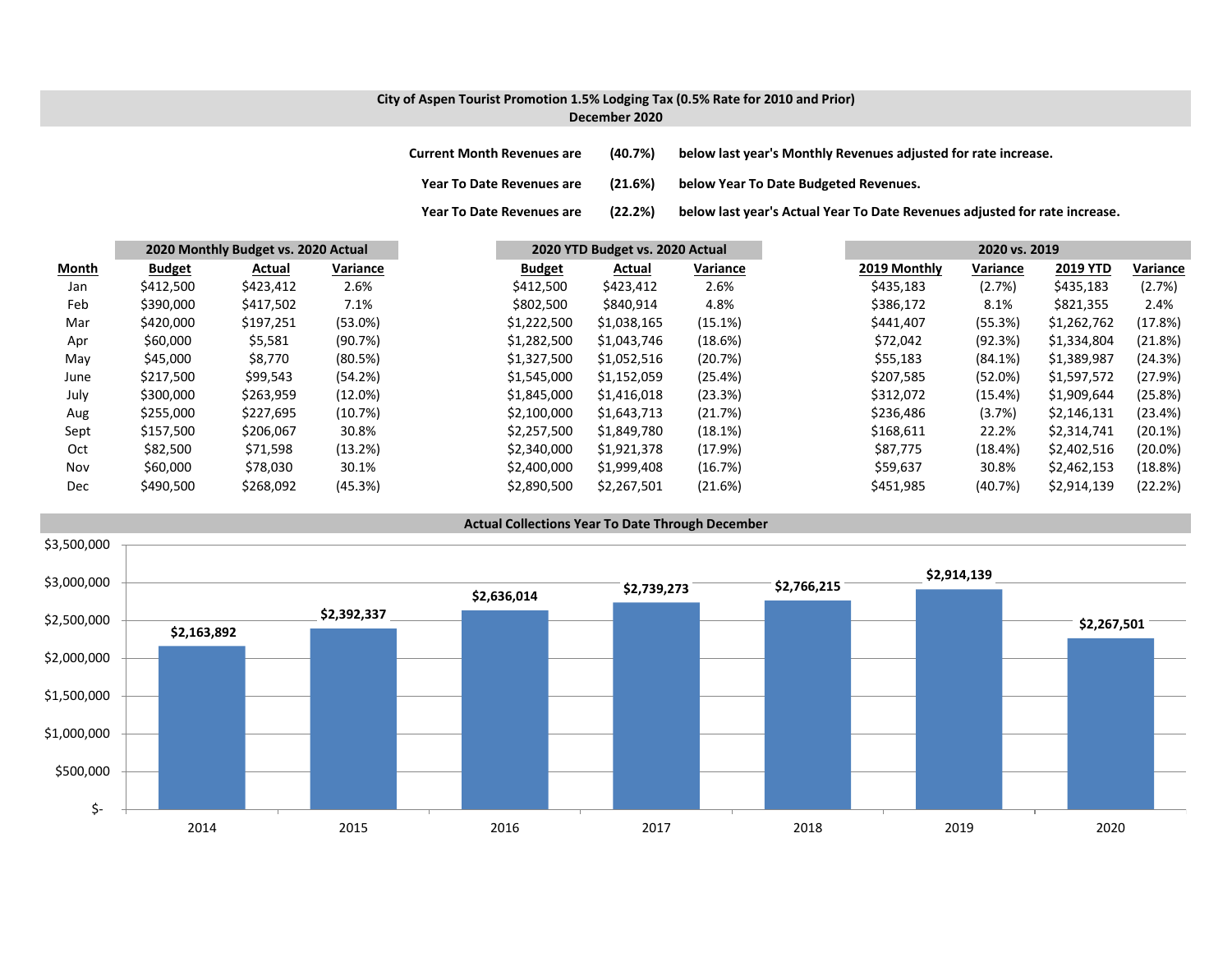## City of Aspen Tourist Promotion 1.5% Lodging Tax (0.5% Rate for 2010 and Prior)
### December 2020

**Current Month Revenues are (40.7%) below last year's Monthly Revenues adjusted for rate increase.**

**Year To Date Revenues are (21.6%) below Year To Date Budgeted Revenues.**

**Year To Date Revenues are (22.2%) below last year's Actual Year To Date Revenues adjusted for rate increase.**

| | 2020 Monthly Budget vs. 2020 Actual | | | 2020 YTD Budget vs. 2020 Actual | | | 2020 vs. 2019 | | | |
|---|---|---|---|---|---|---|---|---|---|---|
| Month | Budget | Actual | Variance | Budget | Actual | Variance | 2019 Monthly | Variance | 2019 YTD | Variance |
| Jan | $412,500 | $423,412 | 2.6% | $412,500 | $423,412 | 2.6% | $435,183 | (2.7%) | $435,183 | (2.7%) |
| Feb | $390,000 | $417,502 | 7.1% | $802,500 | $840,914 | 4.8% | $386,172 | 8.1% | $821,355 | 2.4% |
| Mar | $420,000 | $197,251 | (53.0%) | $1,222,500 | $1,038,165 | (15.1%) | $441,407 | (55.3%) | $1,262,762 | (17.8%) |
| Apr | $60,000 | $5,581 | (90.7%) | $1,282,500 | $1,043,746 | (18.6%) | $72,042 | (92.3%) | $1,334,804 | (21.8%) |
| May | $45,000 | $8,770 | (80.5%) | $1,327,500 | $1,052,516 | (20.7%) | $55,183 | (84.1%) | $1,389,987 | (24.3%) |
| June | $217,500 | $99,543 | (54.2%) | $1,545,000 | $1,152,059 | (25.4%) | $207,585 | (52.0%) | $1,597,572 | (27.9%) |
| July | $300,000 | $263,959 | (12.0%) | $1,845,000 | $1,416,018 | (23.3%) | $312,072 | (15.4%) | $1,909,644 | (25.8%) |
| Aug | $255,000 | $227,695 | (10.7%) | $2,100,000 | $1,643,713 | (21.7%) | $236,486 | (3.7%) | $2,146,131 | (23.4%) |
| Sept | $157,500 | $206,067 | 30.8% | $2,257,500 | $1,849,780 | (18.1%) | $168,611 | 22.2% | $2,314,741 | (20.1%) |
| Oct | $82,500 | $71,598 | (13.2%) | $2,340,000 | $1,921,378 | (17.9%) | $87,775 | (18.4%) | $2,402,516 | (20.0%) |
| Nov | $60,000 | $78,030 | 30.1% | $2,400,000 | $1,999,408 | (16.7%) | $59,637 | 30.8% | $2,462,153 | (18.8%) |
| Dec | $490,500 | $268,092 | (45.3%) | $2,890,500 | $2,267,501 | (21.6%) | $451,985 | (40.7%) | $2,914,139 | (22.2%) |

### Actual Collections Year To Date Through December

| Year | Amount |
|---|---|
| 2014 | $2,163,892 |
| 2015 | $2,392,337 |
| 2016 | $2,636,014 |
| 2017 | $2,739,273 |
| 2018 | $2,766,215 |
| 2019 | $2,914,139 |
| 2020 | $2,267,501 |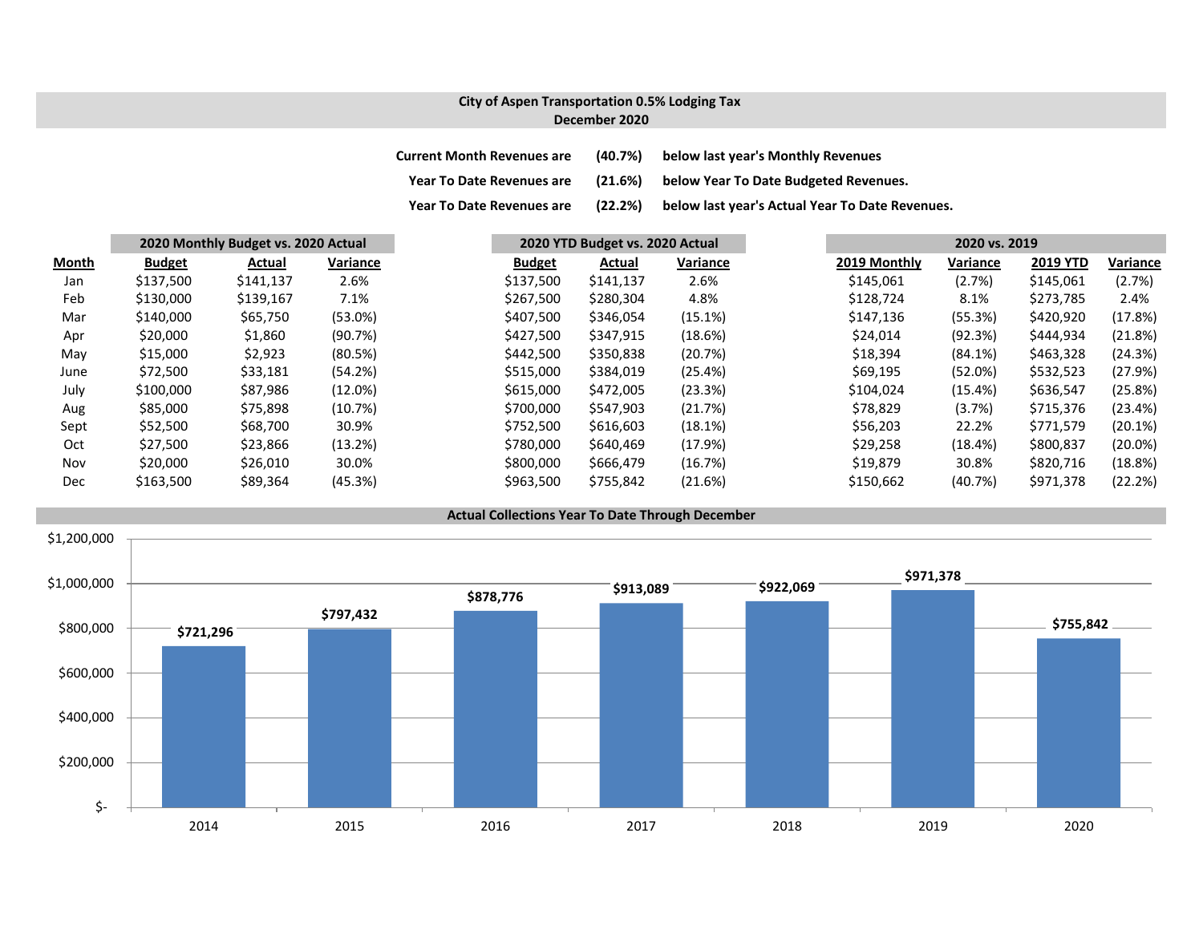## City of Aspen Transportation 0.5% Lodging Tax
## December 2020

**Current Month Revenues are (40.7%) below last year's Monthly Revenues**

**Year To Date Revenues are (21.6%) below Year To Date Budgeted Revenues.**

**Year To Date Revenues are (22.2%) below last year's Actual Year To Date Revenues.**

| | 2020 Monthly Budget vs. 2020 Actual | | | 2020 YTD Budget vs. 2020 Actual | | | 2020 vs. 2019 | | | |
|---|---|---|---|---|---|---|---|---|---|---|
| **Month** | **Budget** | **Actual** | **Variance** | **Budget** | **Actual** | **Variance** | **2019 Monthly** | **Variance** | **2019 YTD** | **Variance** |
| Jan | $137,500 | $141,137 | 2.6% | $137,500 | $141,137 | 2.6% | $145,061 | (2.7%) | $145,061 | (2.7%) |
| Feb | $130,000 | $139,167 | 7.1% | $267,500 | $280,304 | 4.8% | $128,724 | 8.1% | $273,785 | 2.4% |
| Mar | $140,000 | $65,750 | (53.0%) | $407,500 | $346,054 | (15.1%) | $147,136 | (55.3%) | $420,920 | (17.8%) |
| Apr | $20,000 | $1,860 | (90.7%) | $427,500 | $347,915 | (18.6%) | $24,014 | (92.3%) | $444,934 | (21.8%) |
| May | $15,000 | $2,923 | (80.5%) | $442,500 | $350,838 | (20.7%) | $18,394 | (84.1%) | $463,328 | (24.3%) |
| June | $72,500 | $33,181 | (54.2%) | $515,000 | $384,019 | (25.4%) | $69,195 | (52.0%) | $532,523 | (27.9%) |
| July | $100,000 | $87,986 | (12.0%) | $615,000 | $472,005 | (23.3%) | $104,024 | (15.4%) | $636,547 | (25.8%) |
| Aug | $85,000 | $75,898 | (10.7%) | $700,000 | $547,903 | (21.7%) | $78,829 | (3.7%) | $715,376 | (23.4%) |
| Sept | $52,500 | $68,700 | 30.9% | $752,500 | $616,603 | (18.1%) | $56,203 | 22.2% | $771,579 | (20.1%) |
| Oct | $27,500 | $23,866 | (13.2%) | $780,000 | $640,469 | (17.9%) | $29,258 | (18.4%) | $800,837 | (20.0%) |
| Nov | $20,000 | $26,010 | 30.0% | $800,000 | $666,479 | (16.7%) | $19,879 | 30.8% | $820,716 | (18.8%) |
| Dec | $163,500 | $89,364 | (45.3%) | $963,500 | $755,842 | (21.6%) | $150,662 | (40.7%) | $971,378 | (22.2%) |

### Actual Collections Year To Date Through December

| Year | Collections |
|---|---|
| 2014 | $721,296 |
| 2015 | $797,432 |
| 2016 | $878,776 |
| 2017 | $913,089 |
| 2018 | $922,069 |
| 2019 | $971,378 |
| 2020 | $755,842 |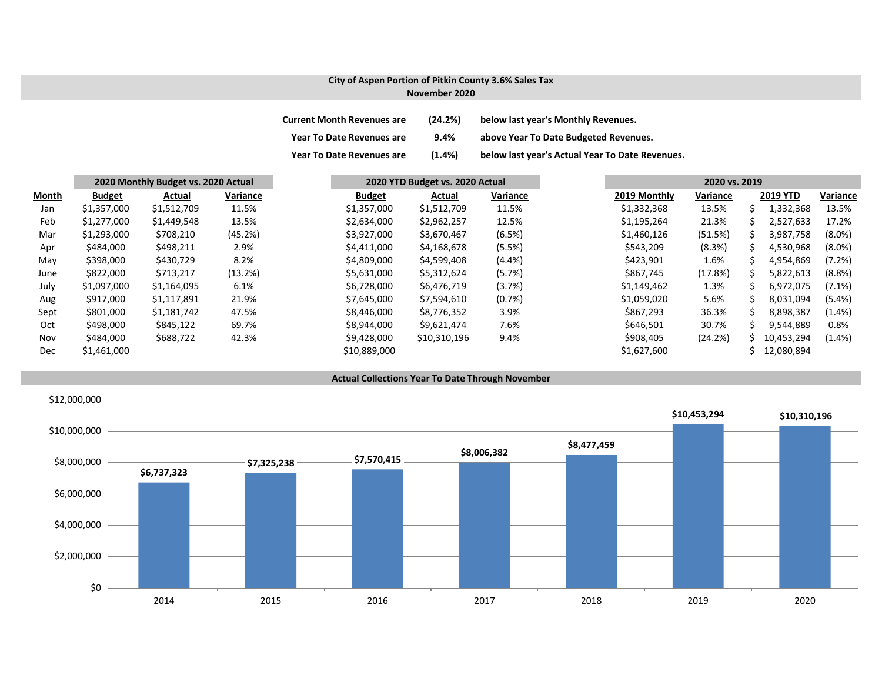## City of Aspen Portion of Pitkin County 3.6% Sales Tax
## November 2020

| | | |
|---|---|---|
| **Current Month Revenues are** | **(24.2%)** | **below last year's Monthly Revenues.** |
| **Year To Date Revenues are** | **9.4%** | **above Year To Date Budgeted Revenues.** |
| **Year To Date Revenues are** | **(1.4%)** | **below last year's Actual Year To Date Revenues.** |

| | **2020 Monthly Budget vs. 2020 Actual** | | | **2020 YTD Budget vs. 2020 Actual** | | | **2020 vs. 2019** | | | |
|---|---|---|---|---|---|---|---|---|---|---|
| **Month** | **Budget** | **Actual** | **Variance** | **Budget** | **Actual** | **Variance** | **2019 Monthly** | **Variance** | **2019 YTD** | **Variance** |
| Jan | $1,357,000 | $1,512,709 | 11.5% | $1,357,000 | $1,512,709 | 11.5% | $1,332,368 | 13.5% | $ 1,332,368 | 13.5% |
| Feb | $1,277,000 | $1,449,548 | 13.5% | $2,634,000 | $2,962,257 | 12.5% | $1,195,264 | 21.3% | $ 2,527,633 | 17.2% |
| Mar | $1,293,000 | $708,210 | (45.2%) | $3,927,000 | $3,670,467 | (6.5%) | $1,460,126 | (51.5%) | $ 3,987,758 | (8.0%) |
| Apr | $484,000 | $498,211 | 2.9% | $4,411,000 | $4,168,678 | (5.5%) | $543,209 | (8.3%) | $ 4,530,968 | (8.0%) |
| May | $398,000 | $430,729 | 8.2% | $4,809,000 | $4,599,408 | (4.4%) | $423,901 | 1.6% | $ 4,954,869 | (7.2%) |
| June | $822,000 | $713,217 | (13.2%) | $5,631,000 | $5,312,624 | (5.7%) | $867,745 | (17.8%) | $ 5,822,613 | (8.8%) |
| July | $1,097,000 | $1,164,095 | 6.1% | $6,728,000 | $6,476,719 | (3.7%) | $1,149,462 | 1.3% | $ 6,972,075 | (7.1%) |
| Aug | $917,000 | $1,117,891 | 21.9% | $7,645,000 | $7,594,610 | (0.7%) | $1,059,020 | 5.6% | $ 8,031,094 | (5.4%) |
| Sept | $801,000 | $1,181,742 | 47.5% | $8,446,000 | $8,776,352 | 3.9% | $867,293 | 36.3% | $ 8,898,387 | (1.4%) |
| Oct | $498,000 | $845,122 | 69.7% | $8,944,000 | $9,621,474 | 7.6% | $646,501 | 30.7% | $ 9,544,889 | 0.8% |
| Nov | $484,000 | $688,722 | 42.3% | $9,428,000 | $10,310,196 | 9.4% | $908,405 | (24.2%) | $ 10,453,294 | (1.4%) |
| Dec | $1,461,000 | | | $10,889,000 | | | $1,627,600 | | $ 12,080,894 | |

### Actual Collections Year To Date Through November

| Year | Collections |
|---|---|
| 2014 | $6,737,323 |
| 2015 | $7,325,238 |
| 2016 | $7,570,415 |
| 2017 | $8,006,382 |
| 2018 | $8,477,459 |
| 2019 | $10,453,294 |
| 2020 | $10,310,196 |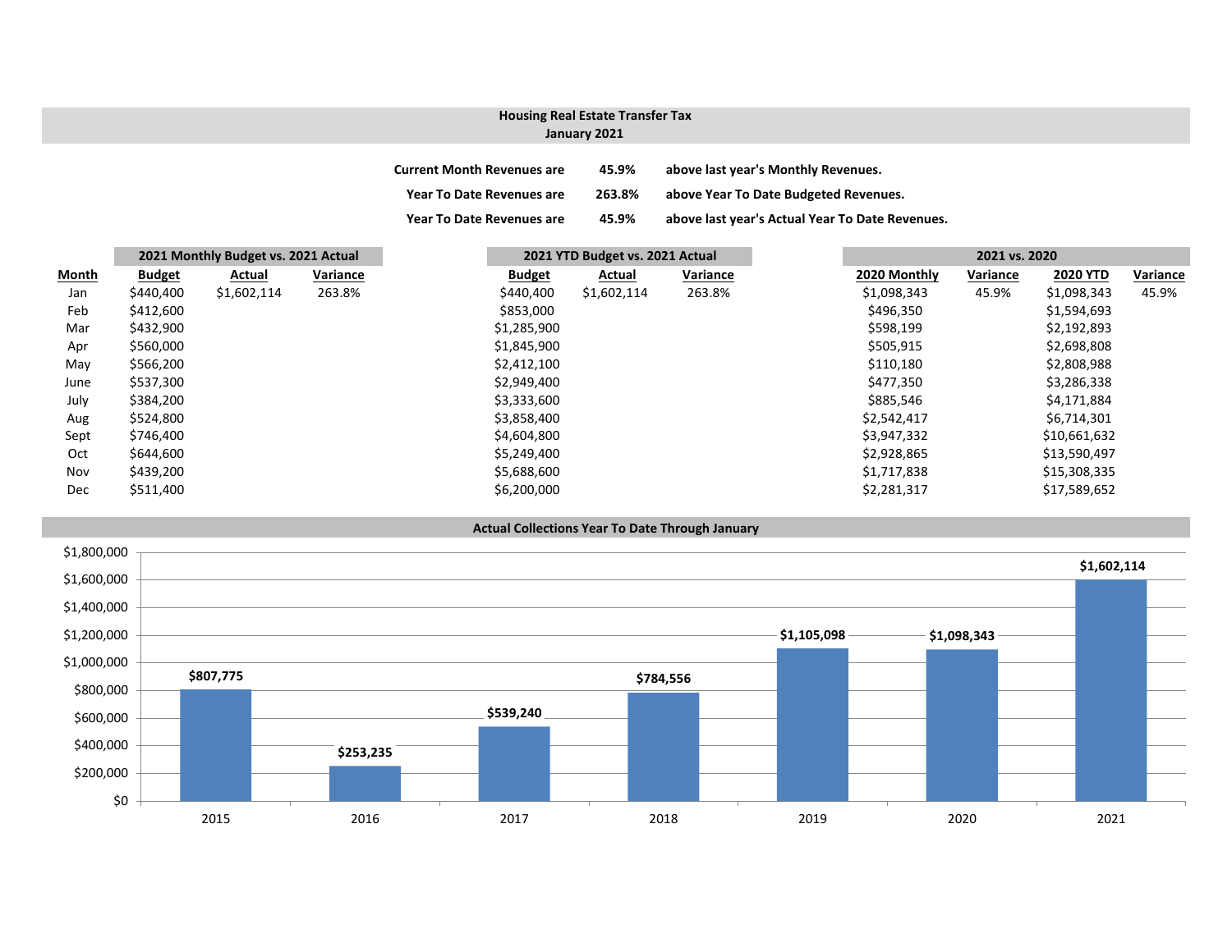## Housing Real Estate Transfer Tax
### January 2021

| | | |
|---|---|---|
| **Current Month Revenues are** | **45.9%** | **above last year's Monthly Revenues.** |
| **Year To Date Revenues are** | **263.8%** | **above Year To Date Budgeted Revenues.** |
| **Year To Date Revenues are** | **45.9%** | **above last year's Actual Year To Date Revenues.** |

| | **2021 Monthly Budget vs. 2021 Actual** | | | **2021 YTD Budget vs. 2021 Actual** | | | **2021 vs. 2020** | | | |
|---|---|---|---|---|---|---|---|---|---|---|
| **Month** | **Budget** | **Actual** | **Variance** | **Budget** | **Actual** | **Variance** | **2020 Monthly** | **Variance** | **2020 YTD** | **Variance** |
| Jan | $440,400 | $1,602,114 | 263.8% | $440,400 | $1,602,114 | 263.8% | $1,098,343 | 45.9% | $1,098,343 | 45.9% |
| Feb | $412,600 | | | $853,000 | | | $496,350 | | $1,594,693 | |
| Mar | $432,900 | | | $1,285,900 | | | $598,199 | | $2,192,893 | |
| Apr | $560,000 | | | $1,845,900 | | | $505,915 | | $2,698,808 | |
| May | $566,200 | | | $2,412,100 | | | $110,180 | | $2,808,988 | |
| June | $537,300 | | | $2,949,400 | | | $477,350 | | $3,286,338 | |
| July | $384,200 | | | $3,333,600 | | | $885,546 | | $4,171,884 | |
| Aug | $524,800 | | | $3,858,400 | | | $2,542,417 | | $6,714,301 | |
| Sept | $746,400 | | | $4,604,800 | | | $3,947,332 | | $10,661,632 | |
| Oct | $644,600 | | | $5,249,400 | | | $2,928,865 | | $13,590,497 | |
| Nov | $439,200 | | | $5,688,600 | | | $1,717,838 | | $15,308,335 | |
| Dec | $511,400 | | | $6,200,000 | | | $2,281,317 | | $17,589,652 | |

### Actual Collections Year To Date Through January

| Year | Amount |
|---|---|
| 2015 | $807,775 |
| 2016 | $253,235 |
| 2017 | $539,240 |
| 2018 | $784,556 |
| 2019 | $1,105,098 |
| 2020 | $1,098,343 |
| 2021 | $1,602,114 |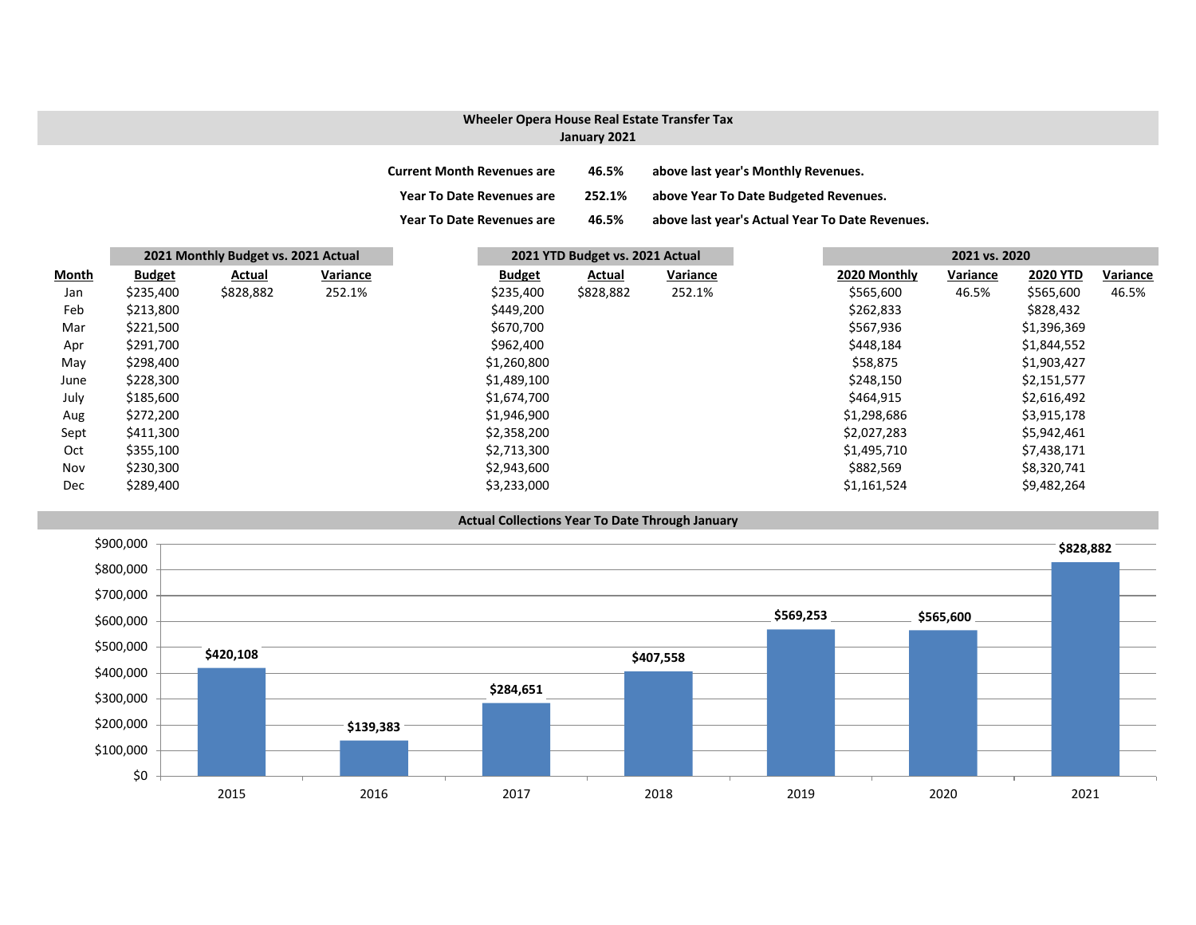**Wheeler Opera House Real Estate Transfer Tax**
**January 2021**

| | | |
|---|---|---|
| **Current Month Revenues are** | **46.5%** | **above last year's Monthly Revenues.** |
| **Year To Date Revenues are** | **252.1%** | **above Year To Date Budgeted Revenues.** |
| **Year To Date Revenues are** | **46.5%** | **above last year's Actual Year To Date Revenues.** |

| | 2021 Monthly Budget vs. 2021 Actual | | | 2021 YTD Budget vs. 2021 Actual | | | 2021 vs. 2020 | | | |
|---|---|---|---|---|---|---|---|---|---|---|
| **Month** | **Budget** | **Actual** | **Variance** | **Budget** | **Actual** | **Variance** | **2020 Monthly** | **Variance** | **2020 YTD** | **Variance** |
| Jan | $235,400 | $828,882 | 252.1% | $235,400 | $828,882 | 252.1% | $565,600 | 46.5% | $565,600 | 46.5% |
| Feb | $213,800 | | | $449,200 | | | $262,833 | | $828,432 | |
| Mar | $221,500 | | | $670,700 | | | $567,936 | | $1,396,369 | |
| Apr | $291,700 | | | $962,400 | | | $448,184 | | $1,844,552 | |
| May | $298,400 | | | $1,260,800 | | | $58,875 | | $1,903,427 | |
| June | $228,300 | | | $1,489,100 | | | $248,150 | | $2,151,577 | |
| July | $185,600 | | | $1,674,700 | | | $464,915 | | $2,616,492 | |
| Aug | $272,200 | | | $1,946,900 | | | $1,298,686 | | $3,915,178 | |
| Sept | $411,300 | | | $2,358,200 | | | $2,027,283 | | $5,942,461 | |
| Oct | $355,100 | | | $2,713,300 | | | $1,495,710 | | $7,438,171 | |
| Nov | $230,300 | | | $2,943,600 | | | $882,569 | | $8,320,741 | |
| Dec | $289,400 | | | $3,233,000 | | | $1,161,524 | | $9,482,264 | |

**Actual Collections Year To Date Through January**

$900,000
$800,000
$700,000
$600,000
$500,000
$400,000
$300,000
$200,000
$100,000
$0

2015: $420,108
2016: $139,383
2017: $284,651
2018: $407,558
2019: $569,253
2020: $565,600
2021: $828,882